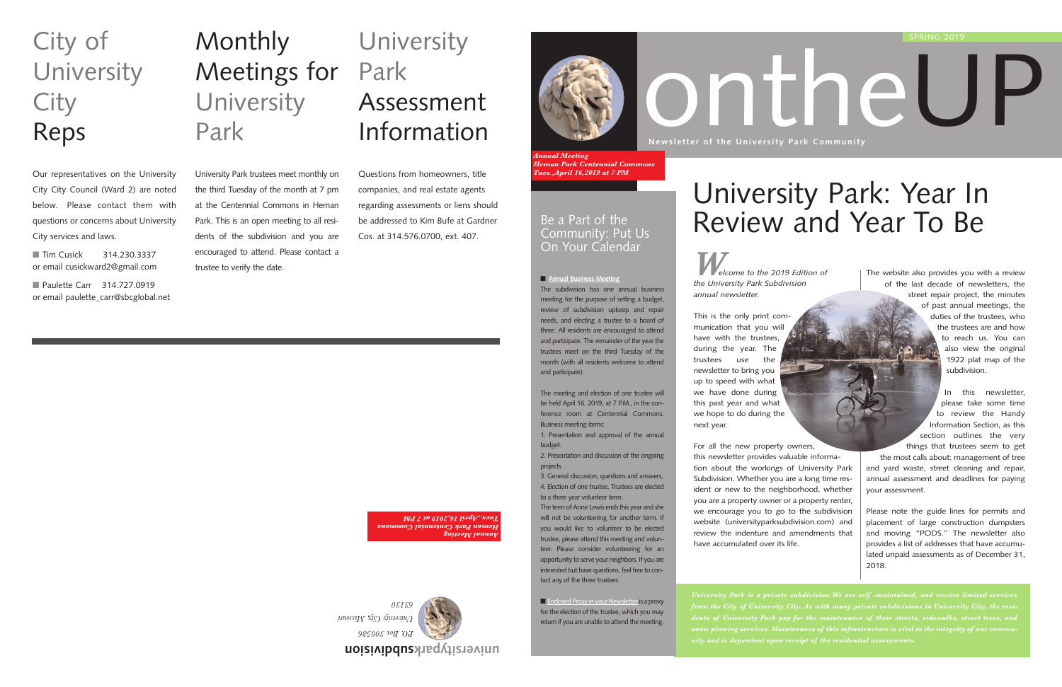# City of University City Reps

Our representatives on the University City City Council (Ward 2) are noted below. Please contact them with questions or concerns about University City services and laws.

- Tim Cusick 314.230.3337 or email cusickward2@gmail.com
- Paulette Carr 314.727.0919 or email paulette_carr@sbcglobal.net

# Monthly Meetings for University Park

University Park trustees meet monthly on the third Tuesday of the month at 7 pm at the Centennial Commons in Heman Park. This is an open meeting to all residents of the subdivision and you are encouraged to attend. Please contact a trustee to verify the date.

# University Park Assessment Information

Questions from homeowners, title companies, and real estate agents regarding assessments or liens should be addressed to Kim Bufe at Gardner Cos. at 314.576.0700, ext. 407.

*Annual Meeting*
*Heman Park Centennial Commons*
*Tues.,April 16,2019 at 7 PM*

universityparksubdivision
P.O. Box 300586
University City, Missouri
63130

SPRING 2019

# ontheUP

**Newsletter of the University Park Community**

*Annual Meeting*
*Heman Park Centennial Commons*
*Tues.,April 16,2019 at 7 PM*

## Be a Part of the Community: Put Us On Your Calendar

- **Annual Business Meeting**

The subdivision has one annual business meeting for the purpose of setting a budget, review of subdivision upkeep and repair needs, and electing a trustee to a board of three. All residents are encouraged to attend and participate. The remainder of the year the trustees meet on the third Tuesday of the month (with all residents welcome to attend and participate).

The meeting and election of one trustee will be held April 16, 2019, at 7 P.M., in the conference room at Centennial Commons. Business meeting items:

1. Presentation and approval of the annual budget.
2. Presentation and discussion of the ongoing projects.
3. General discussion, questions and answers,
4. Election of one trustee. Trustees are elected to a three year volunteer term.

The term of Anne Lewis ends this year and she will not be volunteering for another term. If you would like to volunteer to be elected trustee, please attend this meeting and volunteer. Please consider volunteering for an opportunity to serve your neighbors. If you are interested but have questions, feel free to contact any of the three trustees.

- Enclosed Proxy in your Newsletter is a proxy for the election of the trustee, which you may return if you are unable to attend the meeting.

# University Park: Year In Review and Year To Be

*Welcome to the 2019 Edition of the University Park Subdivision annual newsletter.*

This is the only print communication that you will have with the trustees, during the year. The trustees use the newsletter to bring you up to speed with what we have done during this past year and what we hope to do during the next year.

For all the new property owners, this newsletter provides valuable information about the workings of University Park Subdivision. Whether you are a long time resident or new to the neighborhood, whether you are a property owner or a property renter, we encourage you to go to the subdivision website (universityparksubdivision.com) and review the indenture and amendments that have accumulated over its life.

The website also provides you with a review of the last decade of newsletters, the street repair project, the minutes of past annual meetings, the duties of the trustees, who the trustees are and how to reach us. You can also view the original 1922 plat map of the subdivision.

In this newsletter, please take some time to review the Handy Information Section, as this section outlines the very things that trustees seem to get the most calls about: management of tree and yard waste, street cleaning and repair, annual assessment and deadlines for paying your assessment.

Please note the guide lines for permits and placement of large construction dumpsters and moving "PODS." The newsletter also provides a list of addresses that have accumulated unpaid assessments as of December 31, 2018.

*University Park is a private subdivision We are self -maintained, and receive limited services from the City of University City. As with many private subdivisions in University City, the residents of University Park pay for the maintenance of their streets, sidewalks, street trees, and snow plowing services. Maintenance of this infrastructure is vital to the integrity of our community and is dependent upon receipt of the residential assessments.*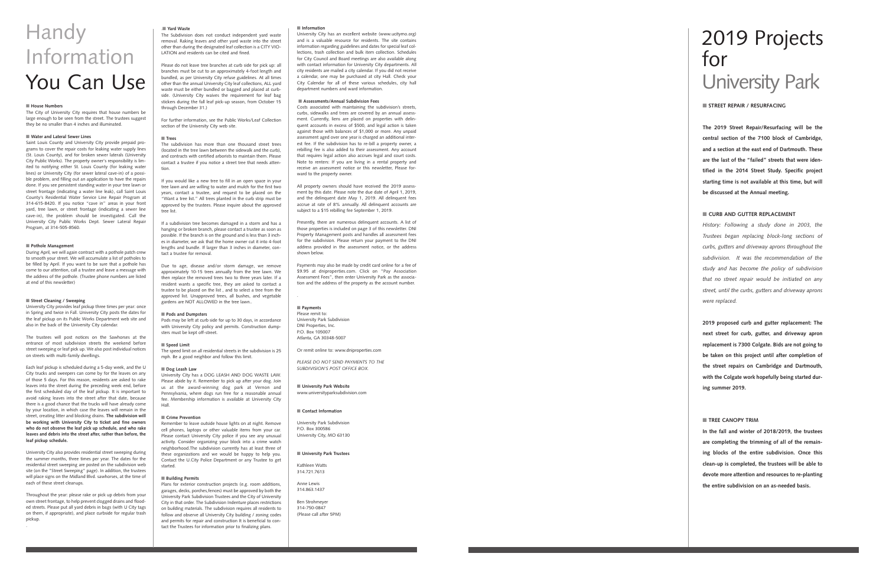# Handy Information You Can Use

## ■ House Numbers

The City of University City requires that house numbers be large enough to be seen from the street. The trustees suggest they be no smaller than 4 inches and illuminated.

## ■ Water and Lateral Sewer Lines

Saint Louis County and University City provide prepaid programs to cover the repair costs for leaking water supply lines (St. Louis County), and for broken sewer laterals (University City Public Works). The property owner's responsibility is limited to notifying either St. Louis County (for leaking water lines) or University City (for sewer lateral cave-in) of a possible problem, and filling out an application to have the repairs done. If you see persistent standing water in your tree lawn or street frontage (indicating a water line leak), call Saint Louis County's Residential Water Service Line Repair Program at 314-615-8420. If you notice "cave in" areas in your front yard, tree lawn, or street frontage (indicating a sewer line cave-in), the problem should be investigated. Call the University City Public Works Dept. Sewer Lateral Repair Program, at 314-505-8560.

## ■ Pothole Management

During April, we will again contract with a pothole patch crew to smooth your street. We will accumulate a list of potholes to be filled by April. If you want to be sure that a pothole has come to our attention, call a trustee and leave a message with the address of the pothole. (Trustee phone numbers are listed at end of this newsletter)

## ■ Street Cleaning / Sweeping

University City provides leaf pickup three times per year: once in Spring and twice in Fall. University City posts the dates for the leaf pickup on its Public Works Department web site and also in the back of the University City calendar.

The trustees will post notices on the Sawhorses at the entrance of most subdivision streets the weekend before street sweeping or leaf pick up. We also post individual notices on streets with multi-family dwellings.

Each leaf pickup is scheduled during a 5-day week, and the U City trucks and sweepers can come by for the leaves on any of those 5 days. For this reason, residents are asked to rake leaves into the street during the preceding week end, before the first scheduled day of the leaf pickup. It is important to avoid raking leaves into the street after that date, because there is a good chance that the trucks will have already come by your location, in which case the leaves will remain in the street, creating litter and blocking drains. **The subdivision will be working with University City to ticket and fine owners who do not observe the leaf pick up schedule, and who rake leaves and debris into the street after, rather than before, the leaf pickup schedule.**

University City also provides residential street sweeping during the summer months, three times per year. The dates for the residential street sweeping are posted on the subdivision web site (on the "Street Sweeping" page). In addition, the trustees will place signs on the Midland Blvd. sawhorses, at the time of each of these street cleanups.

Throughout the year: please rake or pick up debris from your own street frontage, to help prevent clogged drains and flooded streets. Please put all yard debris in bags (with U City tags on them, if appropriate), and place curbside for regular trash pickup.

## ■ Yard Waste

The Subdivision does not conduct independent yard waste removal. Raking leaves and other yard waste into the street other than during the designated leaf collection is a CITY VIOLATION and residents can be cited and fined.

Please do not leave tree branches at curb side for pick up: all branches must be cut to an approximately 4-foot length and bundled, as per University City refuse guidelines. At all times other than the annual University City leaf collections, ALL yard waste must be either bundled or bagged and placed at curbside. (University City waives the requirement for leaf bag stickers during the fall leaf pick-up season, from October 15 through December 31.)

For further information, see the Public Works/Leaf Collection section of the University City web site.

## ■ Trees

The subdivision has more than one thousand street trees (located in the tree lawn between the sidewalk and the curb), and contracts with certified arborists to maintain them. Please contact a trustee if you notice a street tree that needs attention.

If you would like a new tree to fill in an open space in your tree lawn and are willing to water and mulch for the first two years, contact a trustee, and request to be placed on the "Want a tree list." All trees planted in the curb strip must be approved by the trustees. Please inquire about the approved tree list.

If a subdivision tree becomes damaged in a storm and has a hanging or broken branch, please contact a trustee as soon as possible. If the branch is on the ground and is less than 3 inches in diameter, we ask that the home owner cut it into 4-foot lengths and bundle. If larger than 3 inches in diameter, contact a trustee for removal.

Due to age, disease and/or storm damage, we remove approximately 10-15 trees annually from the tree lawn. We then replace the removed trees two to three years later. If a resident wants a specific tree, they are asked to contact a trustee to be placed on the list , and to select a tree from the approved list. Unapproved trees, all bushes, and vegetable gardens are NOT ALLOWED in the tree lawn..

## ■ Pods and Dumpsters

Pods may be left at curb side for up to 30 days, in accordance with University City policy and permits. Construction dumpsters must be kept off-street.

## ■ Speed Limit

The speed limit on all residential streets in the subdivision is 25 mph. Be a good neighbor and follow this limit.

## ■ Dog Leash Law

University City has a DOG LEASH AND DOG WASTE LAW. Please abide by it. Remember to pick up after your dog. Join us at the award-winning dog park at Vernon and Pennsylvania, where dogs run free for a reasonable annual fee. Membership information is available at University City Hall.

## ■ Crime Prevention

Remember to leave outside house lights on at night. Remove cell phones, laptops or other valuable items from your car. Please contact University City police if you see any unusual activity. Consider organizing your block into a crime watch neighborhood.The subdivision currently has at least three of these organizations and we would be happy to help you. Contact the U.City Police Department or any Trustee to get started.

## ■ Building Permits

Plans for exterior construction projects (e.g. room additions, garages, decks, porches,fences) must be approved by both the University Park Subdivision Trustees and the City of University City in that order. The Subdivision Indenture places restrictions on building materials. The subdivision requires all residents to follow and observe all University City building / zoning codes and permits for repair and construction It is beneficial to contact the Trustees for information prior to finalizing plans.

## ■ Information

University City has an excellent website (www.ucitymo.org) and is a valuable resource for residents. The site contains information regarding guidelines and dates for special leaf collections, trash collection and bulk item collection. Schedules for City Council and Board meetings are also available along with contact information for University City departments. All city residents are mailed a city calendar. If you did not receive a calendar, one may be purchased at city Hall. Check your City Calendar for all of these various schedules, city hall department numbers and ward information.

## ■ Assessments/Annual Subdivision Fees

Costs associated with maintaining the subdivision's streets, curbs, sidewalks and trees are covered by an annual assessment. Currently, liens are placed on properties with delinquent accounts in excess of $500, and legal action is taken against those with balances of $1,000 or more. Any unpaid assessment aged over one year is charged an additional interest fee. If the subdivision has to re-bill a property owner, a rebilling fee is also added to their assessment. Any account that requires legal action also accrues legal and court costs. Note to renters: If you are living in a rental property and receive an assessment notice or this newsletter, Please forward to the property owner.

All property owners should have received the 2019 assessment by this date. Please note the due date of April 1, 2019, and the delinquent date May 1, 2019. All delinquent fees accrue at rate of 8% annually. All delinquent accounts are subject to a $15 rebilling fee September 1, 2019.

Presently, there are numerous delinquent accounts. A list of those properties is included on page 3 of this newsletter. DNI Property Management posts and handles all assessment fees for the subdivision. Please return your payment to the DNI address provided in the assessment notice, or the address shown below.

Payments may also be made by credit card online for a fee of $9.95 at dniproperties.com. Click on "Pay Association Assessment Fees", then enter University Park as the association and the address of the property as the account number.

## ■ Payments

Please remit to:
University Park Subdivision
DNI Properties, Inc.
P.O. Box 105007
Atlanta, GA 30348-5007

Or remit online to: www.dniproperties.com

*PLEASE DO NOT SEND PAYMENTS TO THE SUBDIVISION'S POST OFFICE BOX.*

## ■ University Park Website

www.universityparksubdivision.com

## ■ Contact Information

University Park Subdivision
P.O. Box 300586
University City, MO 63130

## ■ University Park Trustees

Kathleen Watts
314.721.7613

Anne Lewis
314.863.1437

Ben Strohmeyer
314-750-0847
(Please call after 5PM)

# 2019 Projects for University Park

## ■ STREET REPAIR / RESURFACING

**The 2019 Street Repair/Resurfacing will be the central section of the 7100 block of Cambridge, and a section at the east end of Dartmouth. These are the last of the "failed" streets that were identified in the 2014 Street Study. Specific project starting time is not available at this time, but will be discussed at the Annual meeting.**

## ■ CURB AND GUTTER REPLACEMENT

*History: Following a study done in 2003, the Trustees began replacing block-long sections of curbs, gutters and driveway aprons throughout the subdivision. It was the recommendation of the study and has become the policy of subdivision that no street repair would be initiated on any street, until the curbs, gutters and driveway aprons were replaced.*

**2019 proposed curb and gutter replacement: The next street for curb, gutter, and driveway apron replacement is 7300 Colgate. Bids are not going to be taken on this project until after completion of the street repairs on Cambridge and Dartmouth, with the Colgate work hopefully being started during summer 2019.**

## ■ TREE CANOPY TRIM

**In the fall and winter of 2018/2019, the trustees are completing the trimming of all of the remaining blocks of the entire subdivision. Once this clean-up is completed, the trustees will be able to devote more attention and resources to re-planting the entire subdivision on an as-needed basis.**